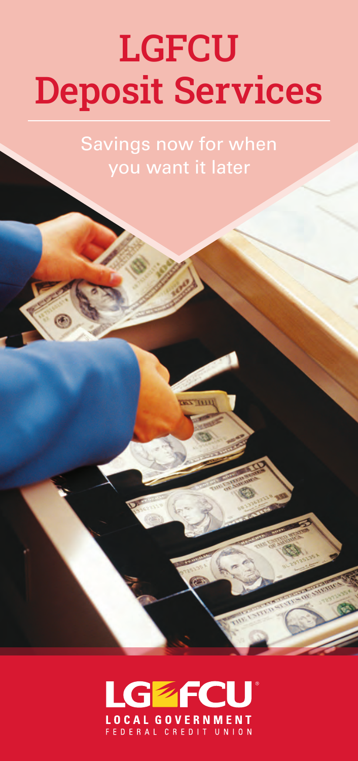# LGFCU Deposit Services

Savings now for when you want it later

LGFCU®

LOCAL GOVERNMENT
FEDERAL CREDIT UNION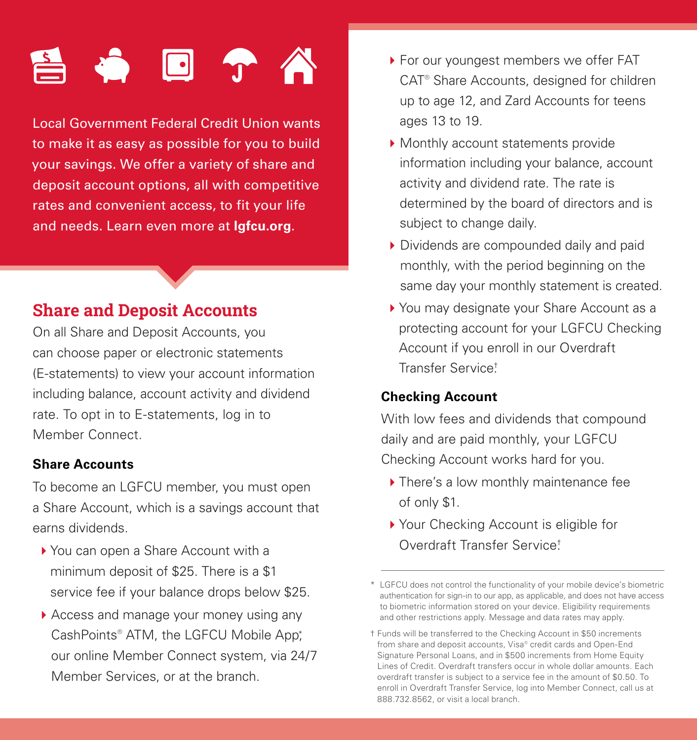Local Government Federal Credit Union wants to make it as easy as possible for you to build your savings. We offer a variety of share and deposit account options, all with competitive rates and convenient access, to fit your life and needs. Learn even more at **lgfcu.org**.

## Share and Deposit Accounts

On all Share and Deposit Accounts, you can choose paper or electronic statements (E-statements) to view your account information including balance, account activity and dividend rate. To opt in to E-statements, log in to Member Connect.

### Share Accounts

To become an LGFCU member, you must open a Share Account, which is a savings account that earns dividends.

- You can open a Share Account with a minimum deposit of $25. There is a $1 service fee if your balance drops below $25.
- Access and manage your money using any CashPoints® ATM, the LGFCU Mobile App*, our online Member Connect system, via 24/7 Member Services, or at the branch.
- For our youngest members we offer FAT CAT® Share Accounts, designed for children up to age 12, and Zard Accounts for teens ages 13 to 19.
- Monthly account statements provide information including your balance, account activity and dividend rate. The rate is determined by the board of directors and is subject to change daily.
- Dividends are compounded daily and paid monthly, with the period beginning on the same day your monthly statement is created.
- You may designate your Share Account as a protecting account for your LGFCU Checking Account if you enroll in our Overdraft Transfer Service.†

### Checking Account

With low fees and dividends that compound daily and are paid monthly, your LGFCU Checking Account works hard for you.

- There's a low monthly maintenance fee of only $1.
- Your Checking Account is eligible for Overdraft Transfer Service.†

---

\* LGFCU does not control the functionality of your mobile device's biometric authentication for sign-in to our app, as applicable, and does not have access to biometric information stored on your device. Eligibility requirements and other restrictions apply. Message and data rates may apply.

† Funds will be transferred to the Checking Account in $50 increments from share and deposit accounts, Visa® credit cards and Open-End Signature Personal Loans, and in $500 increments from Home Equity Lines of Credit. Overdraft transfers occur in whole dollar amounts. Each overdraft transfer is subject to a service fee in the amount of $0.50. To enroll in Overdraft Transfer Service, log into Member Connect, call us at 888.732.8562, or visit a local branch.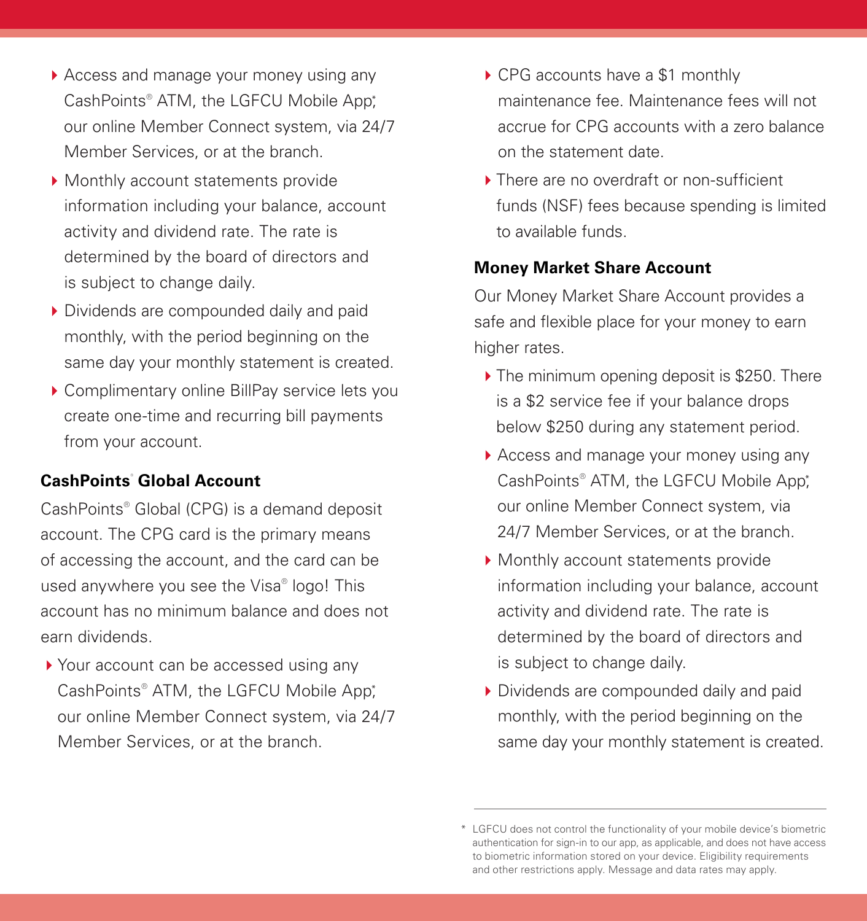- Access and manage your money using any CashPoints® ATM, the LGFCU Mobile App*, our online Member Connect system, via 24/7 Member Services, or at the branch.
- Monthly account statements provide information including your balance, account activity and dividend rate. The rate is determined by the board of directors and is subject to change daily.
- Dividends are compounded daily and paid monthly, with the period beginning on the same day your monthly statement is created.
- Complimentary online BillPay service lets you create one-time and recurring bill payments from your account.

**CashPoints® Global Account**

CashPoints® Global (CPG) is a demand deposit account. The CPG card is the primary means of accessing the account, and the card can be used anywhere you see the Visa® logo! This account has no minimum balance and does not earn dividends.

- Your account can be accessed using any CashPoints® ATM, the LGFCU Mobile App*, our online Member Connect system, via 24/7 Member Services, or at the branch.
- CPG accounts have a $1 monthly maintenance fee. Maintenance fees will not accrue for CPG accounts with a zero balance on the statement date.
- There are no overdraft or non-sufficient funds (NSF) fees because spending is limited to available funds.

**Money Market Share Account**

Our Money Market Share Account provides a safe and flexible place for your money to earn higher rates.

- The minimum opening deposit is $250. There is a $2 service fee if your balance drops below $250 during any statement period.
- Access and manage your money using any CashPoints® ATM, the LGFCU Mobile App*, our online Member Connect system, via 24/7 Member Services, or at the branch.
- Monthly account statements provide information including your balance, account activity and dividend rate. The rate is determined by the board of directors and is subject to change daily.
- Dividends are compounded daily and paid monthly, with the period beginning on the same day your monthly statement is created.

* LGFCU does not control the functionality of your mobile device's biometric authentication for sign-in to our app, as applicable, and does not have access to biometric information stored on your device. Eligibility requirements and other restrictions apply. Message and data rates may apply.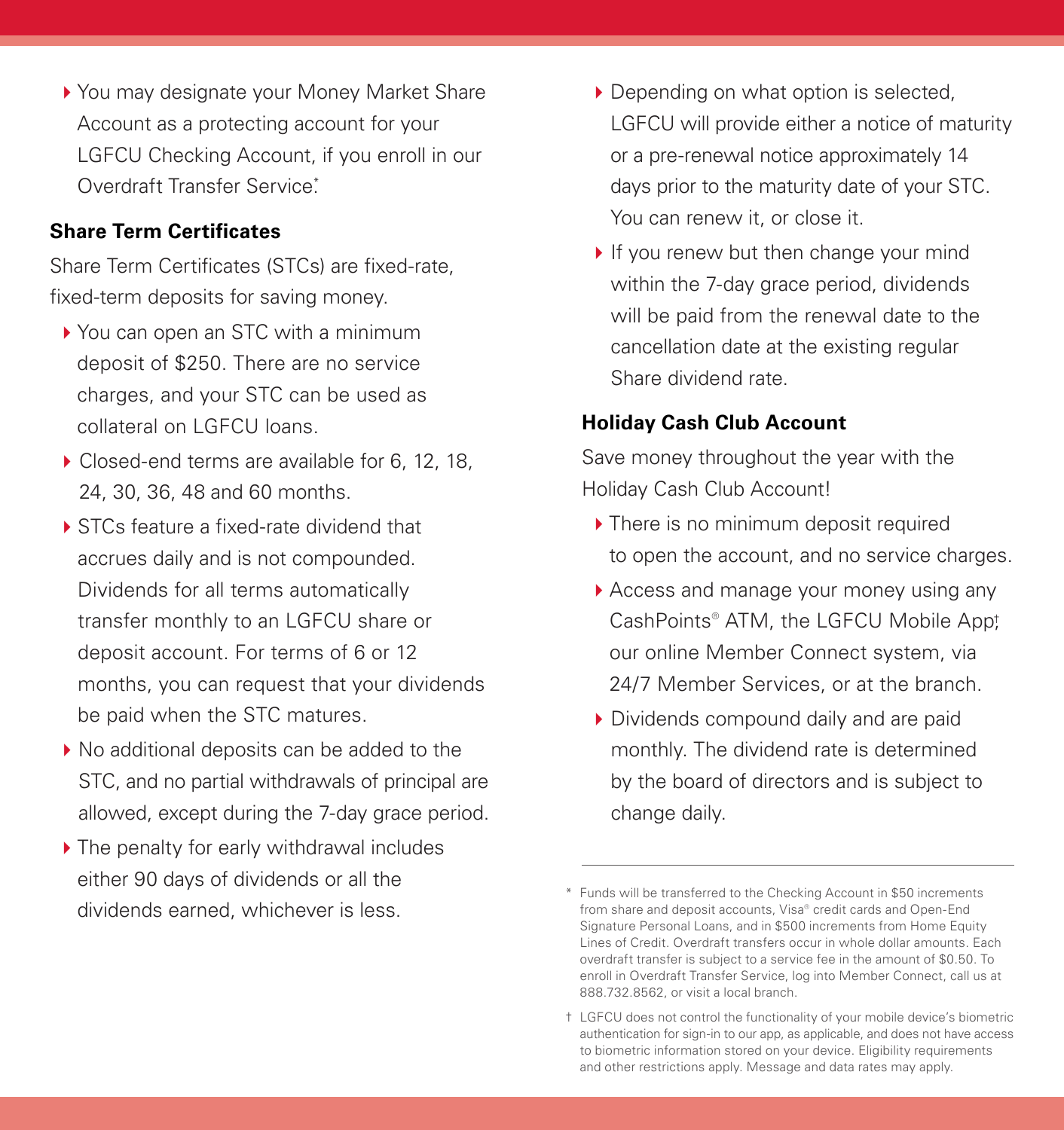- You may designate your Money Market Share Account as a protecting account for your LGFCU Checking Account, if you enroll in our Overdraft Transfer Service.*

### Share Term Certificates

Share Term Certificates (STCs) are fixed-rate, fixed-term deposits for saving money.

- You can open an STC with a minimum deposit of $250. There are no service charges, and your STC can be used as collateral on LGFCU loans.
- Closed-end terms are available for 6, 12, 18, 24, 30, 36, 48 and 60 months.
- STCs feature a fixed-rate dividend that accrues daily and is not compounded. Dividends for all terms automatically transfer monthly to an LGFCU share or deposit account. For terms of 6 or 12 months, you can request that your dividends be paid when the STC matures.
- No additional deposits can be added to the STC, and no partial withdrawals of principal are allowed, except during the 7-day grace period.
- The penalty for early withdrawal includes either 90 days of dividends or all the dividends earned, whichever is less.
- Depending on what option is selected, LGFCU will provide either a notice of maturity or a pre-renewal notice approximately 14 days prior to the maturity date of your STC. You can renew it, or close it.
- If you renew but then change your mind within the 7-day grace period, dividends will be paid from the renewal date to the cancellation date at the existing regular Share dividend rate.

### Holiday Cash Club Account

Save money throughout the year with the Holiday Cash Club Account!

- There is no minimum deposit required to open the account, and no service charges.
- Access and manage your money using any CashPoints® ATM, the LGFCU Mobile App†, our online Member Connect system, via 24/7 Member Services, or at the branch.
- Dividends compound daily and are paid monthly. The dividend rate is determined by the board of directors and is subject to change daily.

---

\* Funds will be transferred to the Checking Account in $50 increments from share and deposit accounts, Visa® credit cards and Open-End Signature Personal Loans, and in $500 increments from Home Equity Lines of Credit. Overdraft transfers occur in whole dollar amounts. Each overdraft transfer is subject to a service fee in the amount of $0.50. To enroll in Overdraft Transfer Service, log into Member Connect, call us at 888.732.8562, or visit a local branch.

† LGFCU does not control the functionality of your mobile device's biometric authentication for sign-in to our app, as applicable, and does not have access to biometric information stored on your device. Eligibility requirements and other restrictions apply. Message and data rates may apply.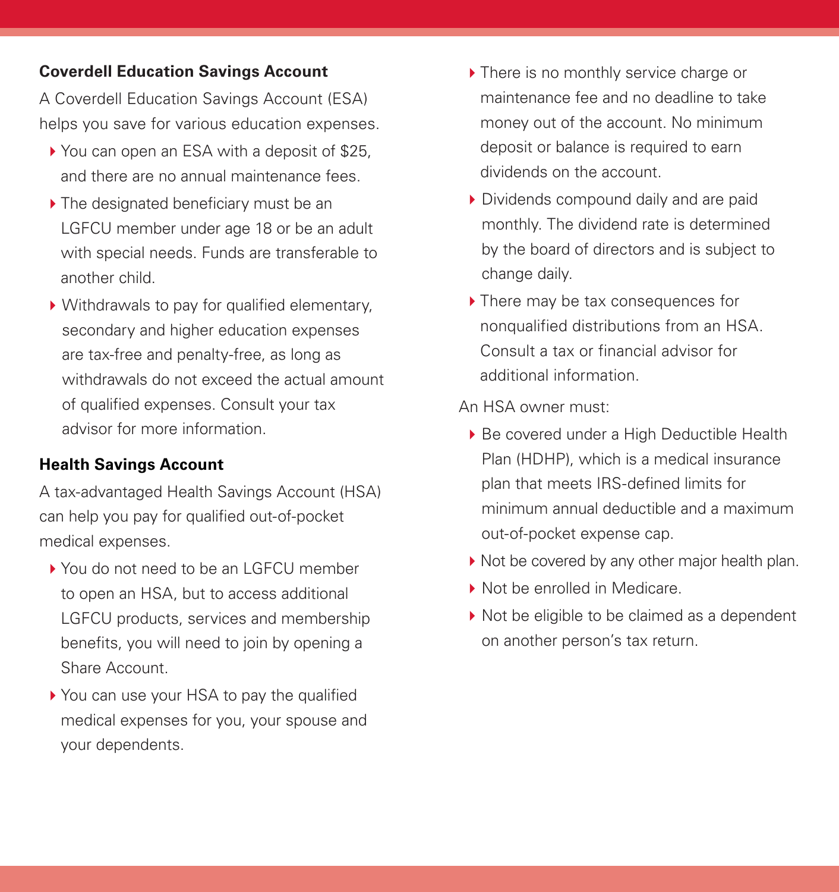### Coverdell Education Savings Account

A Coverdell Education Savings Account (ESA) helps you save for various education expenses.

- You can open an ESA with a deposit of $25, and there are no annual maintenance fees.
- The designated beneficiary must be an LGFCU member under age 18 or be an adult with special needs. Funds are transferable to another child.
- Withdrawals to pay for qualified elementary, secondary and higher education expenses are tax-free and penalty-free, as long as withdrawals do not exceed the actual amount of qualified expenses. Consult your tax advisor for more information.

### Health Savings Account

A tax-advantaged Health Savings Account (HSA) can help you pay for qualified out-of-pocket medical expenses.

- You do not need to be an LGFCU member to open an HSA, but to access additional LGFCU products, services and membership benefits, you will need to join by opening a Share Account.
- You can use your HSA to pay the qualified medical expenses for you, your spouse and your dependents.
- There is no monthly service charge or maintenance fee and no deadline to take money out of the account. No minimum deposit or balance is required to earn dividends on the account.
- Dividends compound daily and are paid monthly. The dividend rate is determined by the board of directors and is subject to change daily.
- There may be tax consequences for nonqualified distributions from an HSA. Consult a tax or financial advisor for additional information.

An HSA owner must:

- Be covered under a High Deductible Health Plan (HDHP), which is a medical insurance plan that meets IRS-defined limits for minimum annual deductible and a maximum out-of-pocket expense cap.
- Not be covered by any other major health plan.
- Not be enrolled in Medicare.
- Not be eligible to be claimed as a dependent on another person's tax return.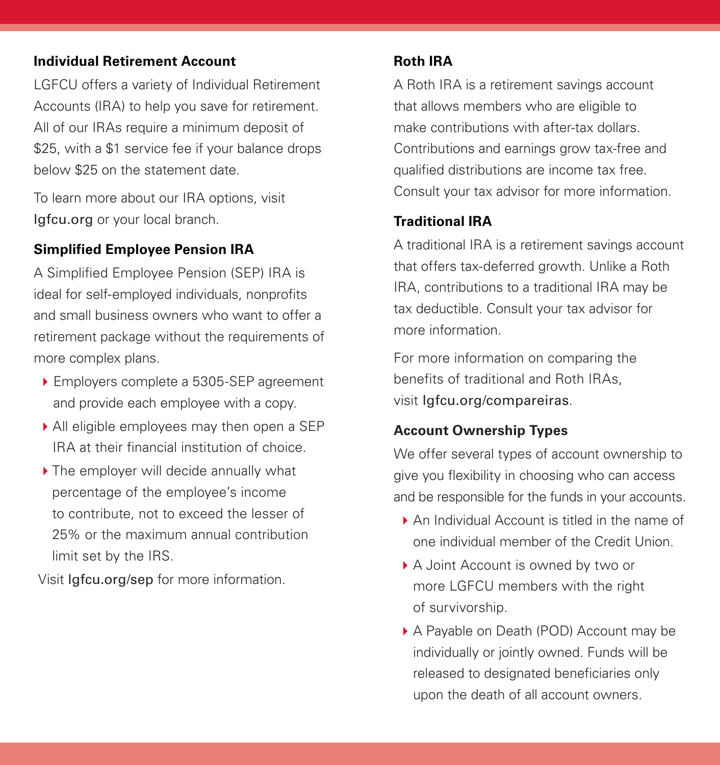### Individual Retirement Account

LGFCU offers a variety of Individual Retirement Accounts (IRA) to help you save for retirement. All of our IRAs require a minimum deposit of $25, with a $1 service fee if your balance drops below $25 on the statement date.

To learn more about our IRA options, visit lgfcu.org or your local branch.

### Simplified Employee Pension IRA

A Simplified Employee Pension (SEP) IRA is ideal for self-employed individuals, nonprofits and small business owners who want to offer a retirement package without the requirements of more complex plans.

- Employers complete a 5305-SEP agreement and provide each employee with a copy.
- All eligible employees may then open a SEP IRA at their financial institution of choice.
- The employer will decide annually what percentage of the employee's income to contribute, not to exceed the lesser of 25% or the maximum annual contribution limit set by the IRS.

Visit lgfcu.org/sep for more information.

### Roth IRA

A Roth IRA is a retirement savings account that allows members who are eligible to make contributions with after-tax dollars. Contributions and earnings grow tax-free and qualified distributions are income tax free. Consult your tax advisor for more information.

### Traditional IRA

A traditional IRA is a retirement savings account that offers tax-deferred growth. Unlike a Roth IRA, contributions to a traditional IRA may be tax deductible. Consult your tax advisor for more information.

For more information on comparing the benefits of traditional and Roth IRAs, visit lgfcu.org/compareiras.

### Account Ownership Types

We offer several types of account ownership to give you flexibility in choosing who can access and be responsible for the funds in your accounts.

- An Individual Account is titled in the name of one individual member of the Credit Union.
- A Joint Account is owned by two or more LGFCU members with the right of survivorship.
- A Payable on Death (POD) Account may be individually or jointly owned. Funds will be released to designated beneficiaries only upon the death of all account owners.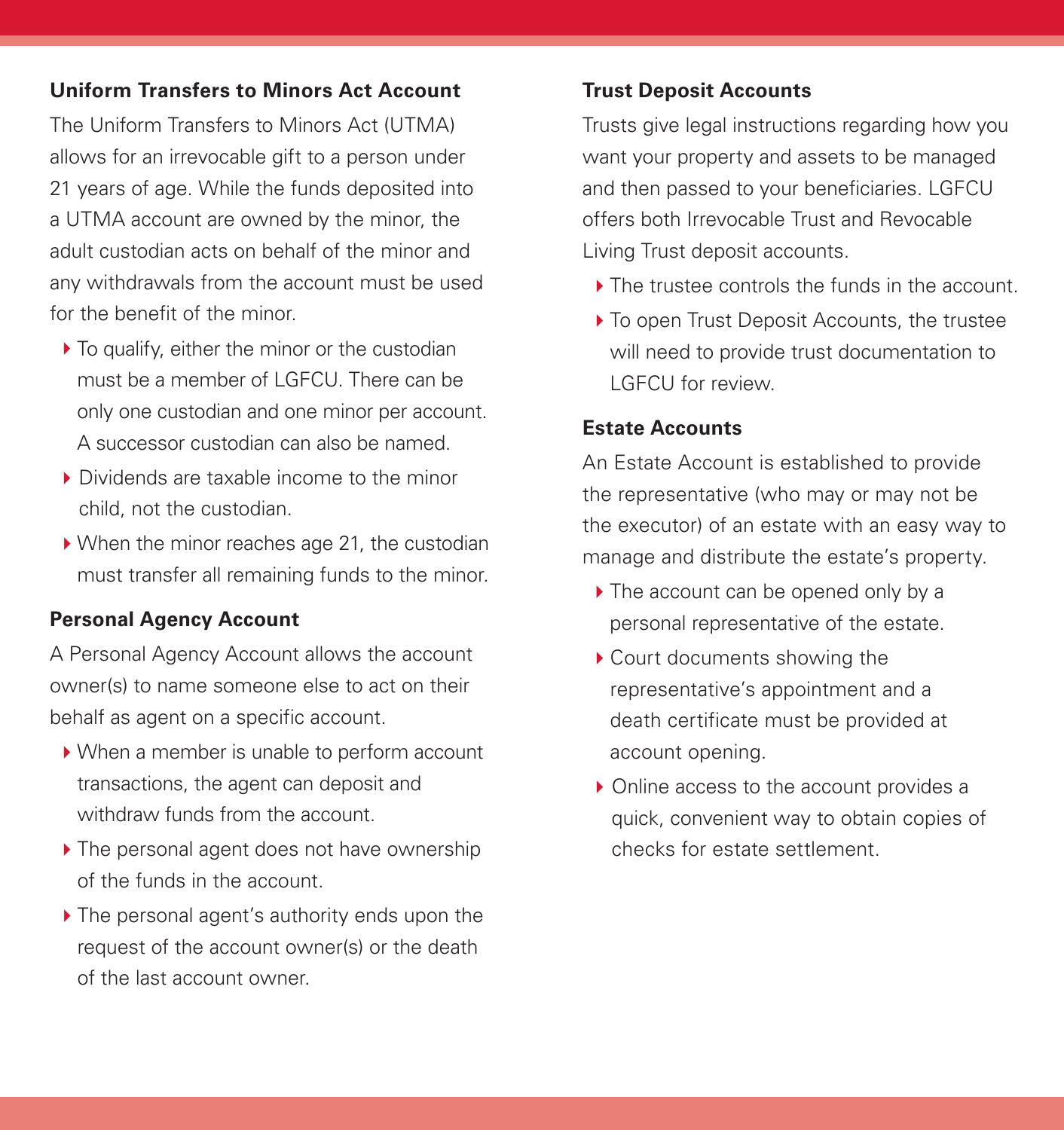### Uniform Transfers to Minors Act Account

The Uniform Transfers to Minors Act (UTMA) allows for an irrevocable gift to a person under 21 years of age. While the funds deposited into a UTMA account are owned by the minor, the adult custodian acts on behalf of the minor and any withdrawals from the account must be used for the benefit of the minor.

- To qualify, either the minor or the custodian must be a member of LGFCU. There can be only one custodian and one minor per account. A successor custodian can also be named.
- Dividends are taxable income to the minor child, not the custodian.
- When the minor reaches age 21, the custodian must transfer all remaining funds to the minor.

### Personal Agency Account

A Personal Agency Account allows the account owner(s) to name someone else to act on their behalf as agent on a specific account.

- When a member is unable to perform account transactions, the agent can deposit and withdraw funds from the account.
- The personal agent does not have ownership of the funds in the account.
- The personal agent's authority ends upon the request of the account owner(s) or the death of the last account owner.

### Trust Deposit Accounts

Trusts give legal instructions regarding how you want your property and assets to be managed and then passed to your beneficiaries. LGFCU offers both Irrevocable Trust and Revocable Living Trust deposit accounts.

- The trustee controls the funds in the account.
- To open Trust Deposit Accounts, the trustee will need to provide trust documentation to LGFCU for review.

### Estate Accounts

An Estate Account is established to provide the representative (who may or may not be the executor) of an estate with an easy way to manage and distribute the estate's property.

- The account can be opened only by a personal representative of the estate.
- Court documents showing the representative's appointment and a death certificate must be provided at account opening.
- Online access to the account provides a quick, convenient way to obtain copies of checks for estate settlement.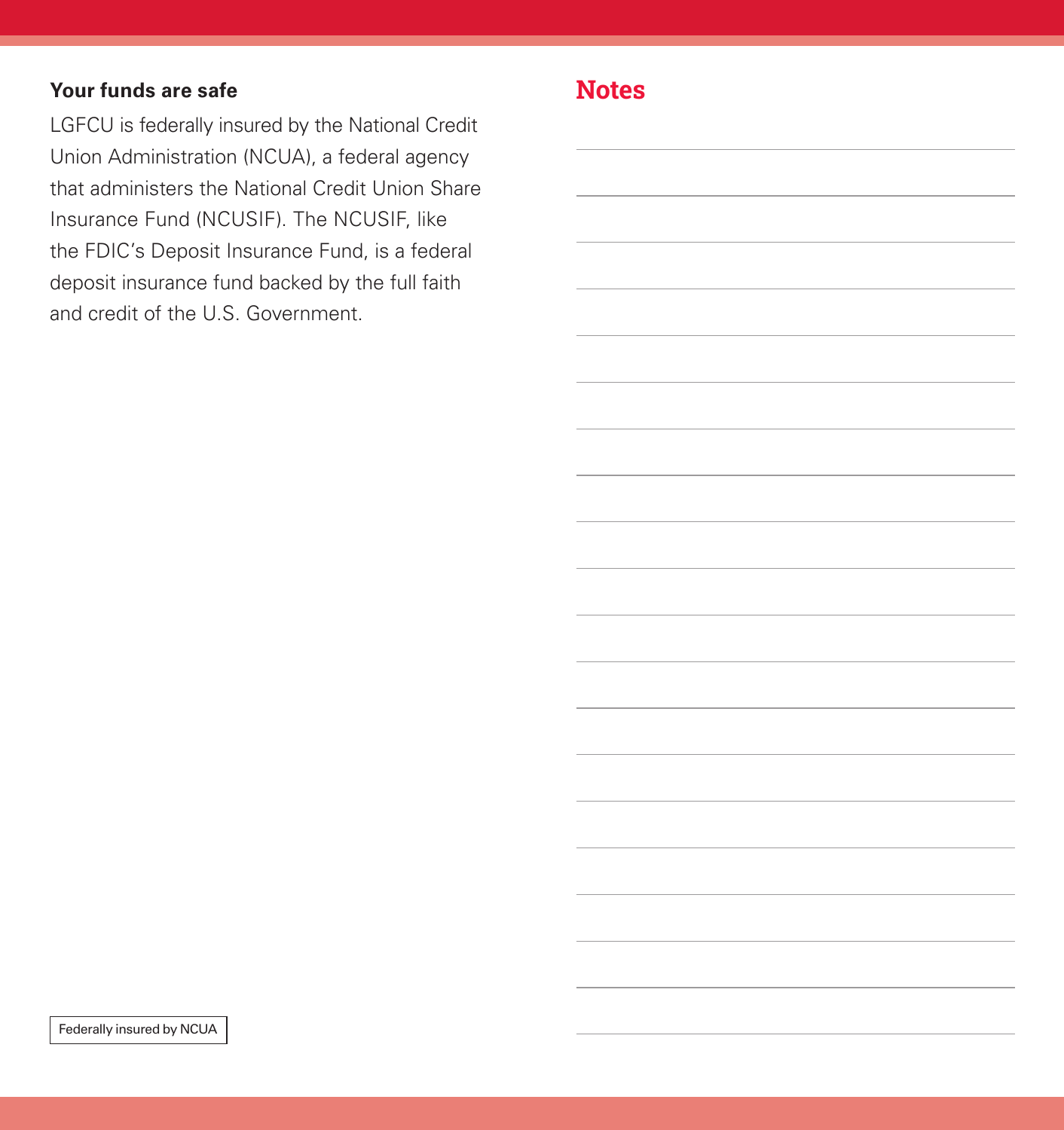### Your funds are safe

LGFCU is federally insured by the National Credit Union Administration (NCUA), a federal agency that administers the National Credit Union Share Insurance Fund (NCUSIF). The NCUSIF, like the FDIC's Deposit Insurance Fund, is a federal deposit insurance fund backed by the full faith and credit of the U.S. Government.

Federally insured by NCUA

## Notes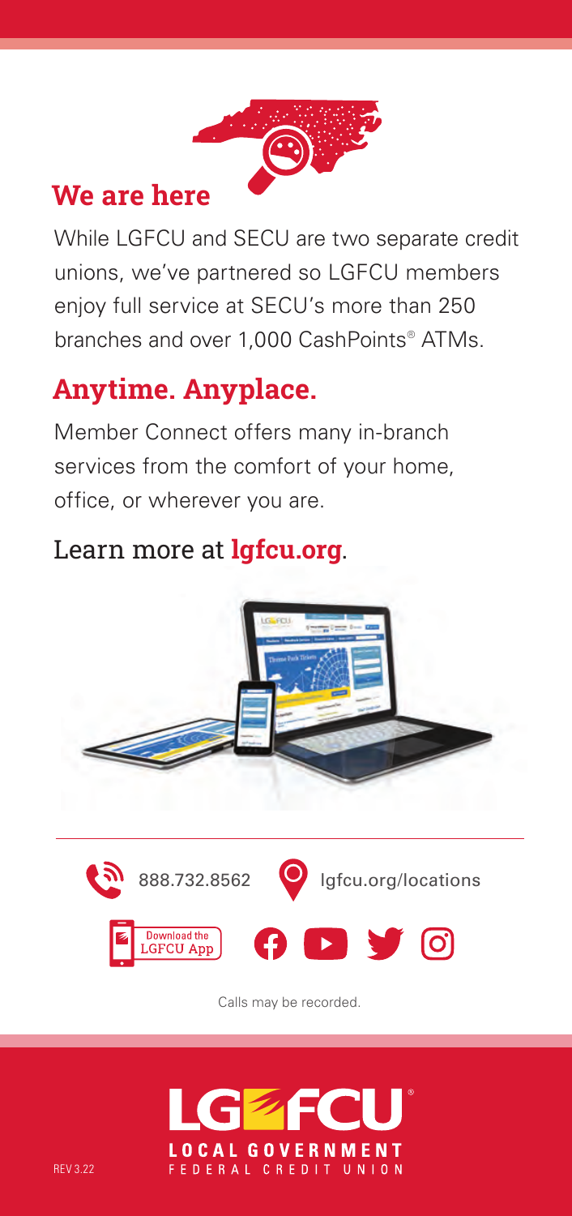## We are here

While LGFCU and SECU are two separate credit unions, we've partnered so LGFCU members enjoy full service at SECU's more than 250 branches and over 1,000 CashPoints® ATMs.

## Anytime. Anyplace.

Member Connect offers many in-branch services from the comfort of your home, office, or wherever you are.

Learn more at **lgfcu.org**.

888.732.8562

lgfcu.org/locations

Download the LGFCU App

Calls may be recorded.

LGFCU®
LOCAL GOVERNMENT
FEDERAL CREDIT UNION

REV 3.22